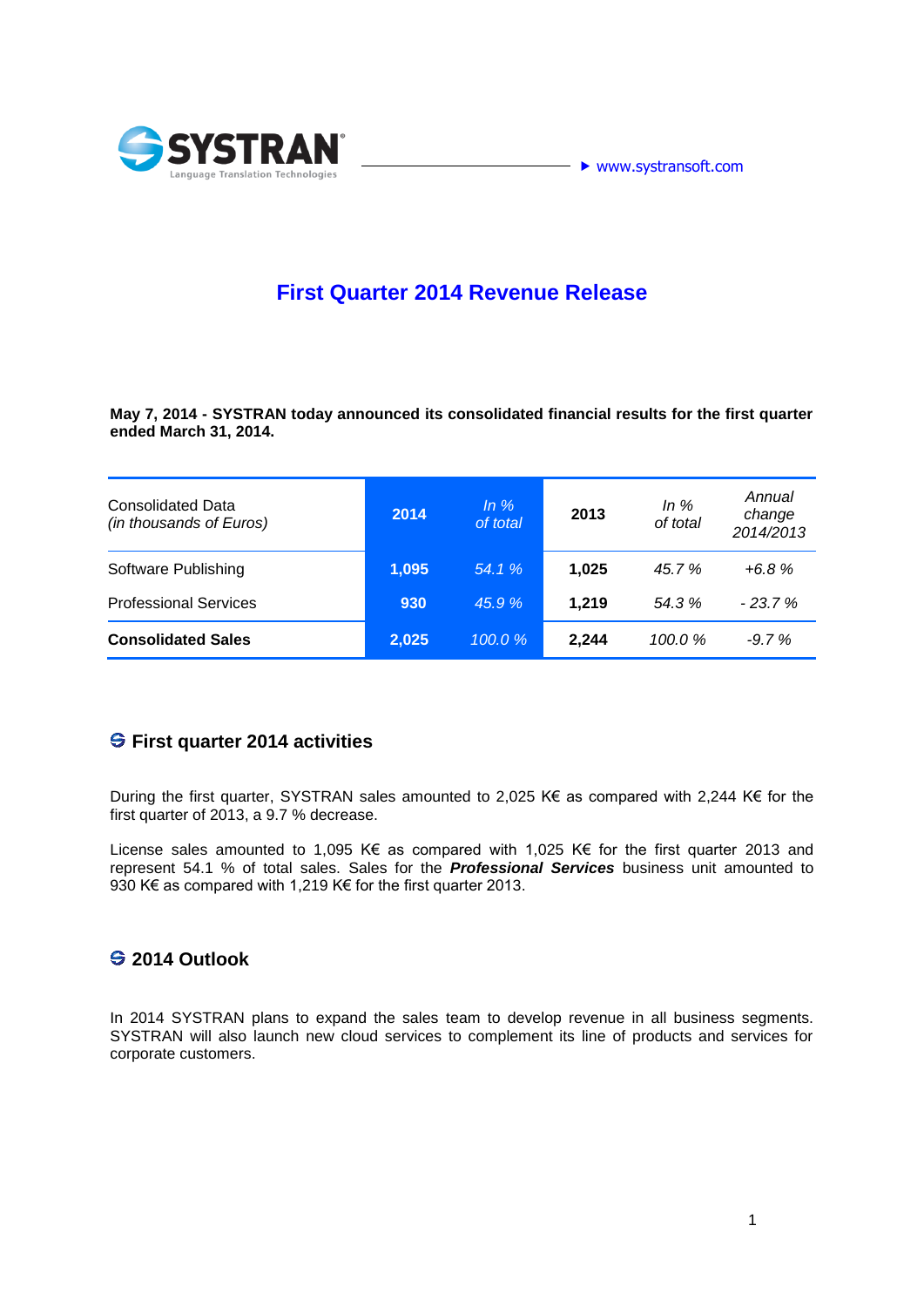SYSTRAN
Language Translation Technologies

www.systransoft.com

# First Quarter 2014 Revenue Release

**May 7, 2014 - SYSTRAN today announced its consolidated financial results for the first quarter ended March 31, 2014.**

| Consolidated Data *(in thousands of Euros)* | 2014 | *In % of total* | 2013 | *In % of total* | *Annual change 2014/2013* |
|---|---|---|---|---|---|
| Software Publishing | 1,095 | *54.1 %* | 1,025 | *45.7 %* | *+6.8 %* |
| Professional Services | 930 | *45.9 %* | 1,219 | *54.3 %* | *- 23.7 %* |
| **Consolidated Sales** | **2,025** | *100.0 %* | **2,244** | *100.0 %* | *-9.7 %* |

## First quarter 2014 activities

During the first quarter, SYSTRAN sales amounted to 2,025 K€ as compared with 2,244 K€ for the first quarter of 2013, a 9.7 % decrease.

License sales amounted to 1,095 K€ as compared with 1,025 K€ for the first quarter 2013 and represent 54.1 % of total sales. Sales for the ***Professional Services*** business unit amounted to 930 K€ as compared with 1,219 K€ for the first quarter 2013.

## 2014 Outlook

In 2014 SYSTRAN plans to expand the sales team to develop revenue in all business segments. SYSTRAN will also launch new cloud services to complement its line of products and services for corporate customers.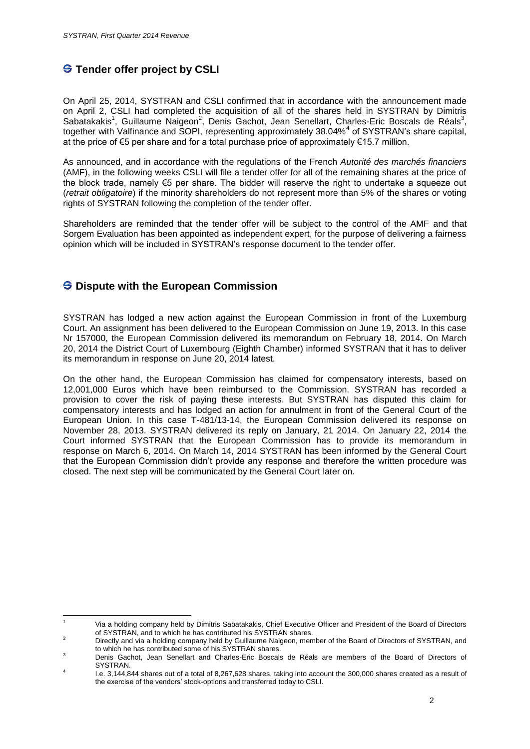## Tender offer project by CSLI

On April 25, 2014, SYSTRAN and CSLI confirmed that in accordance with the announcement made on April 2, CSLI had completed the acquisition of all of the shares held in SYSTRAN by Dimitris Sabatakakis[1], Guillaume Naigeon[2], Denis Gachot, Jean Senellart, Charles-Eric Boscals de Réals[3], together with Valfinance and SOPI, representing approximately 38.04%[4] of SYSTRAN's share capital, at the price of €5 per share and for a total purchase price of approximately €15.7 million.

As announced, and in accordance with the regulations of the French *Autorité des marchés financiers* (AMF), in the following weeks CSLI will file a tender offer for all of the remaining shares at the price of the block trade, namely €5 per share. The bidder will reserve the right to undertake a squeeze out (*retrait obligatoire*) if the minority shareholders do not represent more than 5% of the shares or voting rights of SYSTRAN following the completion of the tender offer.

Shareholders are reminded that the tender offer will be subject to the control of the AMF and that Sorgem Evaluation has been appointed as independent expert, for the purpose of delivering a fairness opinion which will be included in SYSTRAN's response document to the tender offer.

## Dispute with the European Commission

SYSTRAN has lodged a new action against the European Commission in front of the Luxemburg Court. An assignment has been delivered to the European Commission on June 19, 2013. In this case Nr 157000, the European Commission delivered its memorandum on February 18, 2014. On March 20, 2014 the District Court of Luxembourg (Eighth Chamber) informed SYSTRAN that it has to deliver its memorandum in response on June 20, 2014 latest.

On the other hand, the European Commission has claimed for compensatory interests, based on 12,001,000 Euros which have been reimbursed to the Commission. SYSTRAN has recorded a provision to cover the risk of paying these interests. But SYSTRAN has disputed this claim for compensatory interests and has lodged an action for annulment in front of the General Court of the European Union. In this case T-481/13-14, the European Commission delivered its response on November 28, 2013. SYSTRAN delivered its reply on January, 21 2014. On January 22, 2014 the Court informed SYSTRAN that the European Commission has to provide its memorandum in response on March 6, 2014. On March 14, 2014 SYSTRAN has been informed by the General Court that the European Commission didn't provide any response and therefore the written procedure was closed. The next step will be communicated by the General Court later on.

---

[1] Via a holding company held by Dimitris Sabatakakis, Chief Executive Officer and President of the Board of Directors of SYSTRAN, and to which he has contributed his SYSTRAN shares.

[2] Directly and via a holding company held by Guillaume Naigeon, member of the Board of Directors of SYSTRAN, and to which he has contributed some of his SYSTRAN shares.

[3] Denis Gachot, Jean Senellart and Charles-Eric Boscals de Réals are members of the Board of Directors of SYSTRAN.

[4] I.e. 3,144,844 shares out of a total of 8,267,628 shares, taking into account the 300,000 shares created as a result of the exercise of the vendors' stock-options and transferred today to CSLI.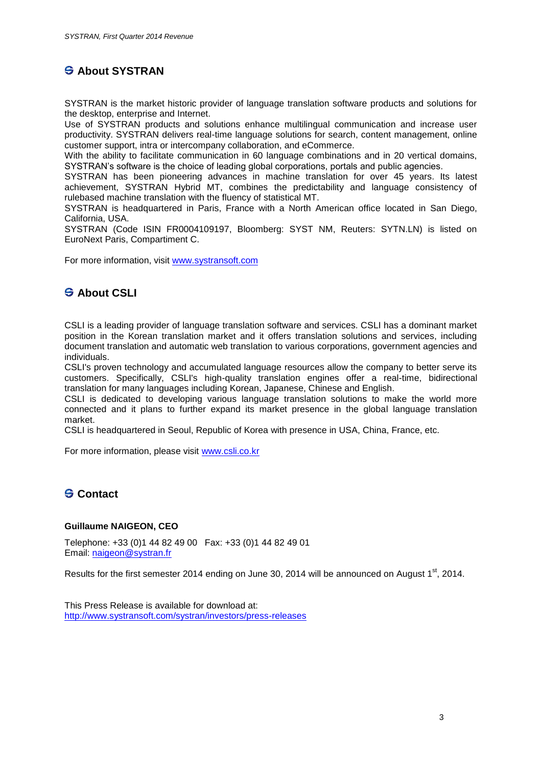## About SYSTRAN

SYSTRAN is the market historic provider of language translation software products and solutions for the desktop, enterprise and Internet.
Use of SYSTRAN products and solutions enhance multilingual communication and increase user productivity. SYSTRAN delivers real-time language solutions for search, content management, online customer support, intra or intercompany collaboration, and eCommerce.
With the ability to facilitate communication in 60 language combinations and in 20 vertical domains, SYSTRAN's software is the choice of leading global corporations, portals and public agencies.
SYSTRAN has been pioneering advances in machine translation for over 45 years. Its latest achievement, SYSTRAN Hybrid MT, combines the predictability and language consistency of rulebased machine translation with the fluency of statistical MT.
SYSTRAN is headquartered in Paris, France with a North American office located in San Diego, California, USA.
SYSTRAN (Code ISIN FR0004109197, Bloomberg: SYST NM, Reuters: SYTN.LN) is listed on EuroNext Paris, Compartiment C.

For more information, visit www.systransoft.com

## About CSLI

CSLI is a leading provider of language translation software and services. CSLI has a dominant market position in the Korean translation market and it offers translation solutions and services, including document translation and automatic web translation to various corporations, government agencies and individuals.
CSLI's proven technology and accumulated language resources allow the company to better serve its customers. Specifically, CSLI's high-quality translation engines offer a real-time, bidirectional translation for many languages including Korean, Japanese, Chinese and English.
CSLI is dedicated to developing various language translation solutions to make the world more connected and it plans to further expand its market presence in the global language translation market.
CSLI is headquartered in Seoul, Republic of Korea with presence in USA, China, France, etc.

For more information, please visit www.csli.co.kr

## Contact

**Guillaume NAIGEON, CEO**

Telephone: +33 (0)1 44 82 49 00 Fax: +33 (0)1 44 82 49 01
Email: naigeon@systran.fr

Results for the first semester 2014 ending on June 30, 2014 will be announced on August 1st, 2014.

This Press Release is available for download at:
http://www.systransoft.com/systran/investors/press-releases